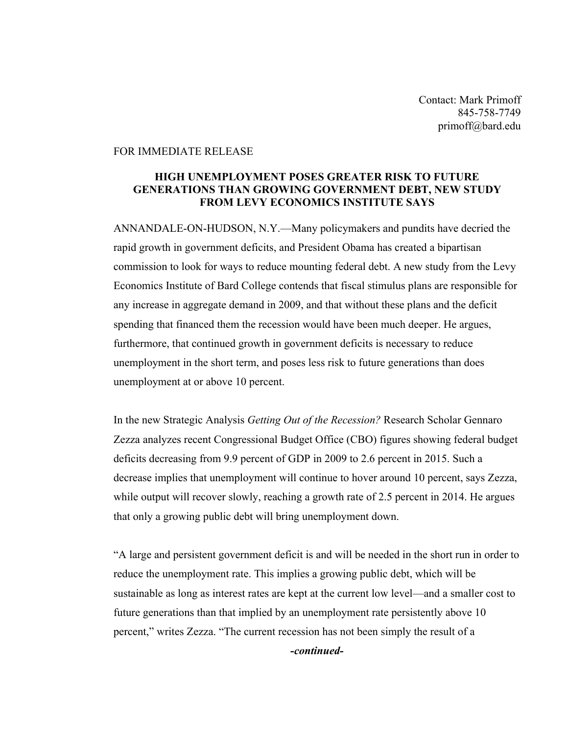Contact: Mark Primoff  
845-758-7749  
primoff@bard.edu

FOR IMMEDIATE RELEASE

**HIGH UNEMPLOYMENT POSES GREATER RISK TO FUTURE GENERATIONS THAN GROWING GOVERNMENT DEBT, NEW STUDY FROM LEVY ECONOMICS INSTITUTE SAYS**

ANNANDALE-ON-HUDSON, N.Y.—Many policymakers and pundits have decried the rapid growth in government deficits, and President Obama has created a bipartisan commission to look for ways to reduce mounting federal debt. A new study from the Levy Economics Institute of Bard College contends that fiscal stimulus plans are responsible for any increase in aggregate demand in 2009, and that without these plans and the deficit spending that financed them the recession would have been much deeper. He argues, furthermore, that continued growth in government deficits is necessary to reduce unemployment in the short term, and poses less risk to future generations than does unemployment at or above 10 percent.

In the new Strategic Analysis *Getting Out of the Recession?* Research Scholar Gennaro Zezza analyzes recent Congressional Budget Office (CBO) figures showing federal budget deficits decreasing from 9.9 percent of GDP in 2009 to 2.6 percent in 2015. Such a decrease implies that unemployment will continue to hover around 10 percent, says Zezza, while output will recover slowly, reaching a growth rate of 2.5 percent in 2014. He argues that only a growing public debt will bring unemployment down.

"A large and persistent government deficit is and will be needed in the short run in order to reduce the unemployment rate. This implies a growing public debt, which will be sustainable as long as interest rates are kept at the current low level—and a smaller cost to future generations than that implied by an unemployment rate persistently above 10 percent," writes Zezza. "The current recession has not been simply the result of a

***-continued-***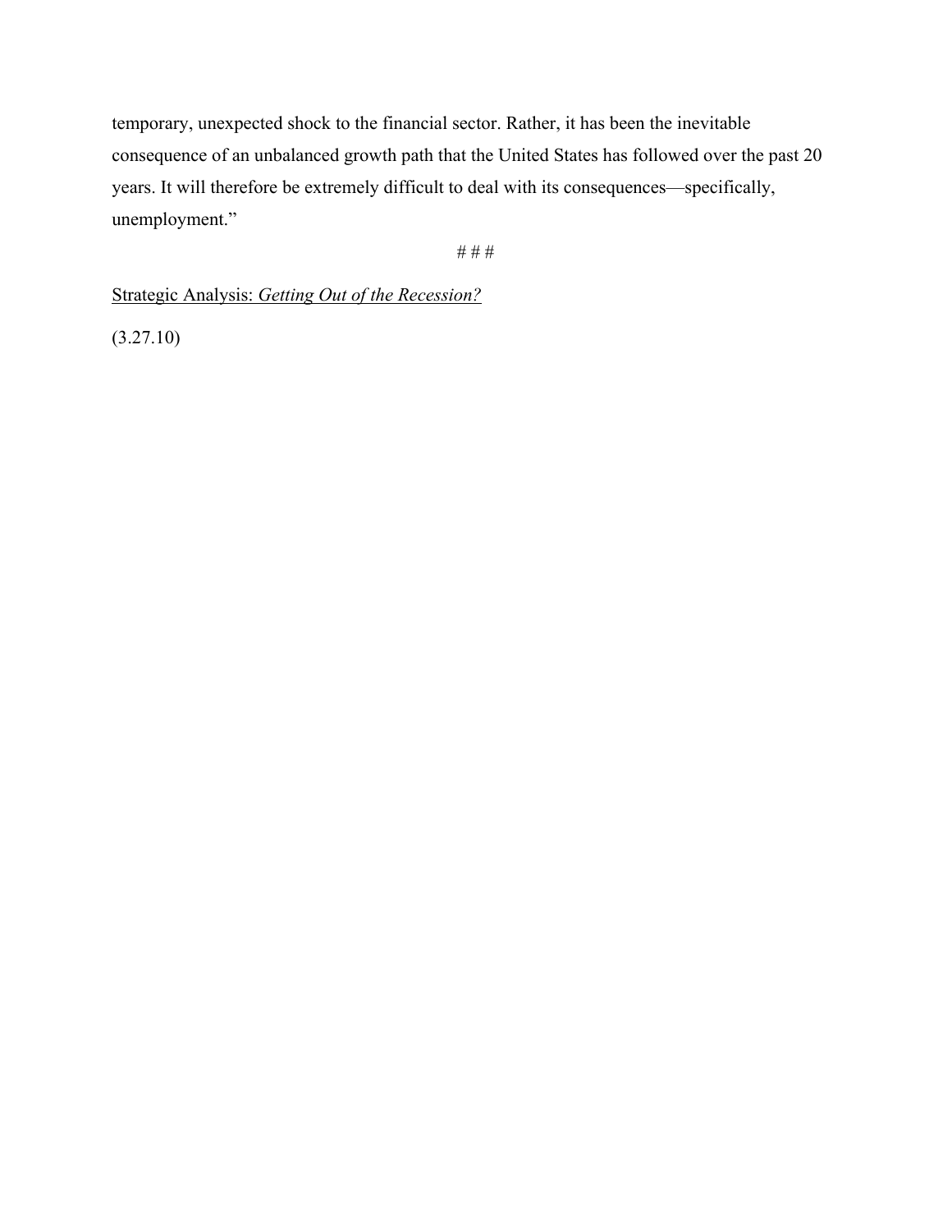temporary, unexpected shock to the financial sector. Rather, it has been the inevitable consequence of an unbalanced growth path that the United States has followed over the past 20 years. It will therefore be extremely difficult to deal with its consequences—specifically, unemployment."

# # #

Strategic Analysis: *Getting Out of the Recession?*

(3.27.10)